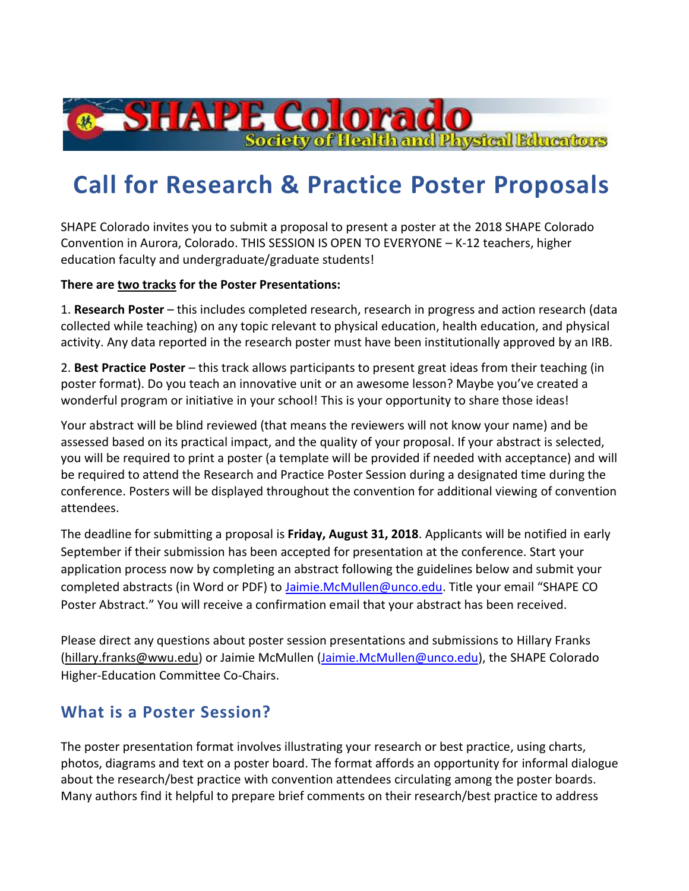SHAPE Colorado
Society of Health and Physical Educators

# Call for Research & Practice Poster Proposals

SHAPE Colorado invites you to submit a proposal to present a poster at the 2018 SHAPE Colorado Convention in Aurora, Colorado. THIS SESSION IS OPEN TO EVERYONE – K-12 teachers, higher education faculty and undergraduate/graduate students!

**There are two tracks for the Poster Presentations:**

1. **Research Poster** – this includes completed research, research in progress and action research (data collected while teaching) on any topic relevant to physical education, health education, and physical activity. Any data reported in the research poster must have been institutionally approved by an IRB.

2. **Best Practice Poster** – this track allows participants to present great ideas from their teaching (in poster format). Do you teach an innovative unit or an awesome lesson? Maybe you've created a wonderful program or initiative in your school! This is your opportunity to share those ideas!

Your abstract will be blind reviewed (that means the reviewers will not know your name) and be assessed based on its practical impact, and the quality of your proposal. If your abstract is selected, you will be required to print a poster (a template will be provided if needed with acceptance) and will be required to attend the Research and Practice Poster Session during a designated time during the conference. Posters will be displayed throughout the convention for additional viewing of convention attendees.

The deadline for submitting a proposal is **Friday, August 31, 2018**. Applicants will be notified in early September if their submission has been accepted for presentation at the conference. Start your application process now by completing an abstract following the guidelines below and submit your completed abstracts (in Word or PDF) to Jaimie.McMullen@unco.edu. Title your email "SHAPE CO Poster Abstract." You will receive a confirmation email that your abstract has been received.

Please direct any questions about poster session presentations and submissions to Hillary Franks (hillary.franks@wwu.edu) or Jaimie McMullen (Jaimie.McMullen@unco.edu), the SHAPE Colorado Higher-Education Committee Co-Chairs.

## What is a Poster Session?

The poster presentation format involves illustrating your research or best practice, using charts, photos, diagrams and text on a poster board. The format affords an opportunity for informal dialogue about the research/best practice with convention attendees circulating among the poster boards. Many authors find it helpful to prepare brief comments on their research/best practice to address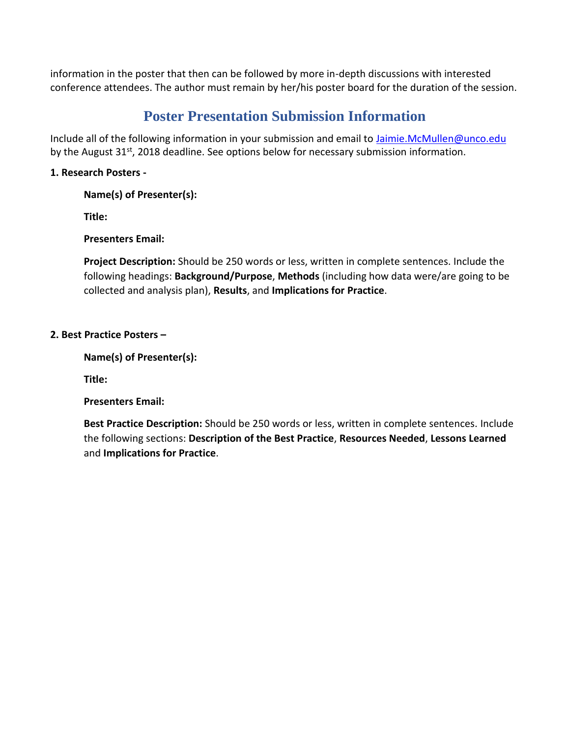information in the poster that then can be followed by more in-depth discussions with interested conference attendees. The author must remain by her/his poster board for the duration of the session.

## Poster Presentation Submission Information

Include all of the following information in your submission and email to Jaimie.McMullen@unco.edu by the August 31st, 2018 deadline. See options below for necessary submission information.

**1. Research Posters -**

**Name(s) of Presenter(s):**

**Title:**

**Presenters Email:**

**Project Description:** Should be 250 words or less, written in complete sentences. Include the following headings: **Background/Purpose**, **Methods** (including how data were/are going to be collected and analysis plan), **Results**, and **Implications for Practice**.

**2. Best Practice Posters –**

**Name(s) of Presenter(s):**

**Title:**

**Presenters Email:**

**Best Practice Description:** Should be 250 words or less, written in complete sentences. Include the following sections: **Description of the Best Practice**, **Resources Needed**, **Lessons Learned** and **Implications for Practice**.